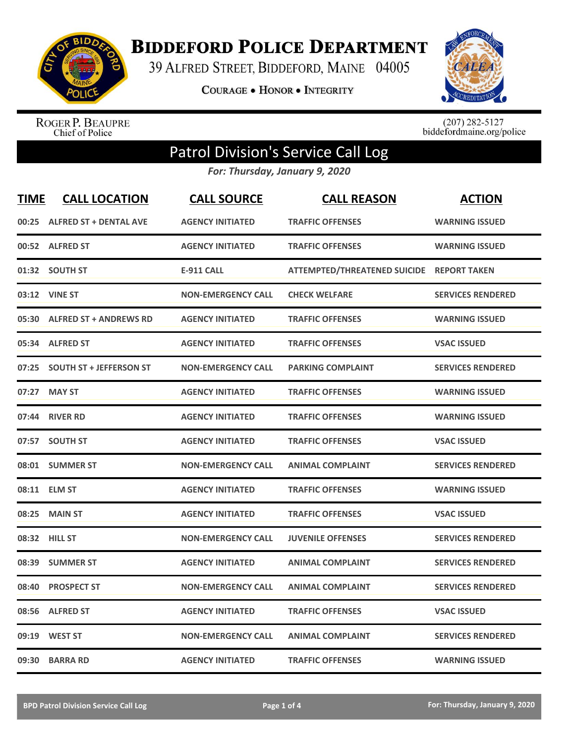# Biddeford Police Department

39 Alfred Street, Biddeford, Maine 04005

Courage • Honor • Integrity

Roger P. Beaupre
Chief of Police

(207) 282-5127
biddefordmaine.org/police

## Patrol Division's Service Call Log

*For: Thursday, January 9, 2020*

| TIME | CALL LOCATION | CALL SOURCE | CALL REASON | ACTION |
|---|---|---|---|---|
| 00:25 | ALFRED ST + DENTAL AVE | AGENCY INITIATED | TRAFFIC OFFENSES | WARNING ISSUED |
| 00:52 | ALFRED ST | AGENCY INITIATED | TRAFFIC OFFENSES | WARNING ISSUED |
| 01:32 | SOUTH ST | E-911 CALL | ATTEMPTED/THREATENED SUICIDE | REPORT TAKEN |
| 03:12 | VINE ST | NON-EMERGENCY CALL | CHECK WELFARE | SERVICES RENDERED |
| 05:30 | ALFRED ST + ANDREWS RD | AGENCY INITIATED | TRAFFIC OFFENSES | WARNING ISSUED |
| 05:34 | ALFRED ST | AGENCY INITIATED | TRAFFIC OFFENSES | VSAC ISSUED |
| 07:25 | SOUTH ST + JEFFERSON ST | NON-EMERGENCY CALL | PARKING COMPLAINT | SERVICES RENDERED |
| 07:27 | MAY ST | AGENCY INITIATED | TRAFFIC OFFENSES | WARNING ISSUED |
| 07:44 | RIVER RD | AGENCY INITIATED | TRAFFIC OFFENSES | WARNING ISSUED |
| 07:57 | SOUTH ST | AGENCY INITIATED | TRAFFIC OFFENSES | VSAC ISSUED |
| 08:01 | SUMMER ST | NON-EMERGENCY CALL | ANIMAL COMPLAINT | SERVICES RENDERED |
| 08:11 | ELM ST | AGENCY INITIATED | TRAFFIC OFFENSES | WARNING ISSUED |
| 08:25 | MAIN ST | AGENCY INITIATED | TRAFFIC OFFENSES | VSAC ISSUED |
| 08:32 | HILL ST | NON-EMERGENCY CALL | JUVENILE OFFENSES | SERVICES RENDERED |
| 08:39 | SUMMER ST | AGENCY INITIATED | ANIMAL COMPLAINT | SERVICES RENDERED |
| 08:40 | PROSPECT ST | NON-EMERGENCY CALL | ANIMAL COMPLAINT | SERVICES RENDERED |
| 08:56 | ALFRED ST | AGENCY INITIATED | TRAFFIC OFFENSES | VSAC ISSUED |
| 09:19 | WEST ST | NON-EMERGENCY CALL | ANIMAL COMPLAINT | SERVICES RENDERED |
| 09:30 | BARRA RD | AGENCY INITIATED | TRAFFIC OFFENSES | WARNING ISSUED |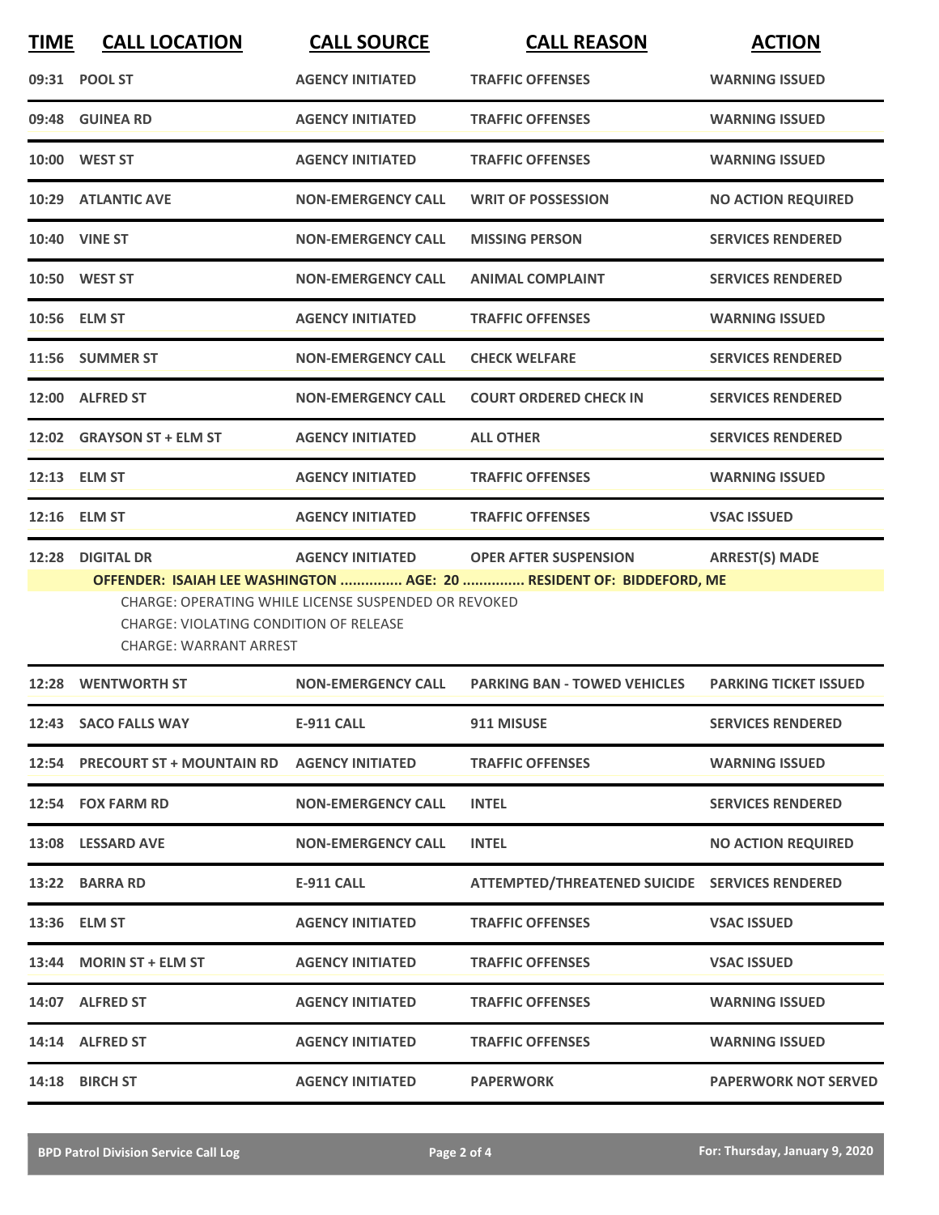| TIME | CALL LOCATION | CALL SOURCE | CALL REASON | ACTION |
|---|---|---|---|---|
| 09:31 | POOL ST | AGENCY INITIATED | TRAFFIC OFFENSES | WARNING ISSUED |
| 09:48 | GUINEA RD | AGENCY INITIATED | TRAFFIC OFFENSES | WARNING ISSUED |
| 10:00 | WEST ST | AGENCY INITIATED | TRAFFIC OFFENSES | WARNING ISSUED |
| 10:29 | ATLANTIC AVE | NON-EMERGENCY CALL | WRIT OF POSSESSION | NO ACTION REQUIRED |
| 10:40 | VINE ST | NON-EMERGENCY CALL | MISSING PERSON | SERVICES RENDERED |
| 10:50 | WEST ST | NON-EMERGENCY CALL | ANIMAL COMPLAINT | SERVICES RENDERED |
| 10:56 | ELM ST | AGENCY INITIATED | TRAFFIC OFFENSES | WARNING ISSUED |
| 11:56 | SUMMER ST | NON-EMERGENCY CALL | CHECK WELFARE | SERVICES RENDERED |
| 12:00 | ALFRED ST | NON-EMERGENCY CALL | COURT ORDERED CHECK IN | SERVICES RENDERED |
| 12:02 | GRAYSON ST + ELM ST | AGENCY INITIATED | ALL OTHER | SERVICES RENDERED |
| 12:13 | ELM ST | AGENCY INITIATED | TRAFFIC OFFENSES | WARNING ISSUED |
| 12:16 | ELM ST | AGENCY INITIATED | TRAFFIC OFFENSES | VSAC ISSUED |
| 12:28 | DIGITAL DR | AGENCY INITIATED | OPER AFTER SUSPENSION | ARREST(S) MADE |

**OFFENDER: ISAIAH LEE WASHINGTON ............... AGE: 20 ............... RESIDENT OF: BIDDEFORD, ME**

CHARGE: OPERATING WHILE LICENSE SUSPENDED OR REVOKED
CHARGE: VIOLATING CONDITION OF RELEASE
CHARGE: WARRANT ARREST

| TIME | CALL LOCATION | CALL SOURCE | CALL REASON | ACTION |
|---|---|---|---|---|
| 12:28 | WENTWORTH ST | NON-EMERGENCY CALL | PARKING BAN - TOWED VEHICLES | PARKING TICKET ISSUED |
| 12:43 | SACO FALLS WAY | E-911 CALL | 911 MISUSE | SERVICES RENDERED |
| 12:54 | PRECOURT ST + MOUNTAIN RD | AGENCY INITIATED | TRAFFIC OFFENSES | WARNING ISSUED |
| 12:54 | FOX FARM RD | NON-EMERGENCY CALL | INTEL | SERVICES RENDERED |
| 13:08 | LESSARD AVE | NON-EMERGENCY CALL | INTEL | NO ACTION REQUIRED |
| 13:22 | BARRA RD | E-911 CALL | ATTEMPTED/THREATENED SUICIDE | SERVICES RENDERED |
| 13:36 | ELM ST | AGENCY INITIATED | TRAFFIC OFFENSES | VSAC ISSUED |
| 13:44 | MORIN ST + ELM ST | AGENCY INITIATED | TRAFFIC OFFENSES | VSAC ISSUED |
| 14:07 | ALFRED ST | AGENCY INITIATED | TRAFFIC OFFENSES | WARNING ISSUED |
| 14:14 | ALFRED ST | AGENCY INITIATED | TRAFFIC OFFENSES | WARNING ISSUED |
| 14:18 | BIRCH ST | AGENCY INITIATED | PAPERWORK | PAPERWORK NOT SERVED |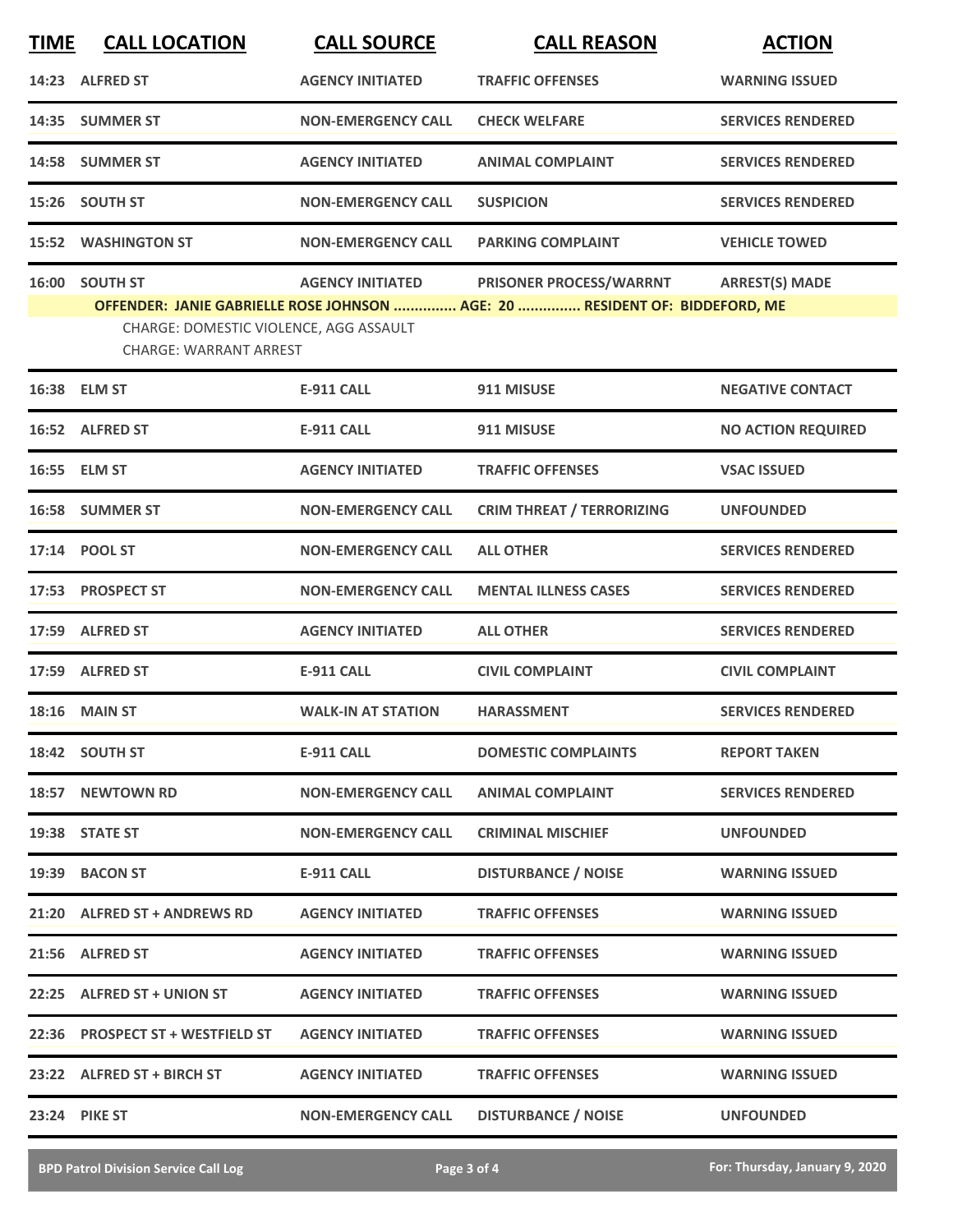| TIME | CALL LOCATION | CALL SOURCE | CALL REASON | ACTION |
|---|---|---|---|---|
| 14:23 | ALFRED ST | AGENCY INITIATED | TRAFFIC OFFENSES | WARNING ISSUED |
| 14:35 | SUMMER ST | NON-EMERGENCY CALL | CHECK WELFARE | SERVICES RENDERED |
| 14:58 | SUMMER ST | AGENCY INITIATED | ANIMAL COMPLAINT | SERVICES RENDERED |
| 15:26 | SOUTH ST | NON-EMERGENCY CALL | SUSPICION | SERVICES RENDERED |
| 15:52 | WASHINGTON ST | NON-EMERGENCY CALL | PARKING COMPLAINT | VEHICLE TOWED |
| 16:00 | SOUTH ST | AGENCY INITIATED | PRISONER PROCESS/WARRNT | ARREST(S) MADE |
| | OFFENDER: JANIE GABRIELLE ROSE JOHNSON ............... AGE: 20 ............... RESIDENT OF: BIDDEFORD, ME | | | |
| | CHARGE: DOMESTIC VIOLENCE, AGG ASSAULT | | | |
| | CHARGE: WARRANT ARREST | | | |
| 16:38 | ELM ST | E-911 CALL | 911 MISUSE | NEGATIVE CONTACT |
| 16:52 | ALFRED ST | E-911 CALL | 911 MISUSE | NO ACTION REQUIRED |
| 16:55 | ELM ST | AGENCY INITIATED | TRAFFIC OFFENSES | VSAC ISSUED |
| 16:58 | SUMMER ST | NON-EMERGENCY CALL | CRIM THREAT / TERRORIZING | UNFOUNDED |
| 17:14 | POOL ST | NON-EMERGENCY CALL | ALL OTHER | SERVICES RENDERED |
| 17:53 | PROSPECT ST | NON-EMERGENCY CALL | MENTAL ILLNESS CASES | SERVICES RENDERED |
| 17:59 | ALFRED ST | AGENCY INITIATED | ALL OTHER | SERVICES RENDERED |
| 17:59 | ALFRED ST | E-911 CALL | CIVIL COMPLAINT | CIVIL COMPLAINT |
| 18:16 | MAIN ST | WALK-IN AT STATION | HARASSMENT | SERVICES RENDERED |
| 18:42 | SOUTH ST | E-911 CALL | DOMESTIC COMPLAINTS | REPORT TAKEN |
| 18:57 | NEWTOWN RD | NON-EMERGENCY CALL | ANIMAL COMPLAINT | SERVICES RENDERED |
| 19:38 | STATE ST | NON-EMERGENCY CALL | CRIMINAL MISCHIEF | UNFOUNDED |
| 19:39 | BACON ST | E-911 CALL | DISTURBANCE / NOISE | WARNING ISSUED |
| 21:20 | ALFRED ST + ANDREWS RD | AGENCY INITIATED | TRAFFIC OFFENSES | WARNING ISSUED |
| 21:56 | ALFRED ST | AGENCY INITIATED | TRAFFIC OFFENSES | WARNING ISSUED |
| 22:25 | ALFRED ST + UNION ST | AGENCY INITIATED | TRAFFIC OFFENSES | WARNING ISSUED |
| 22:36 | PROSPECT ST + WESTFIELD ST | AGENCY INITIATED | TRAFFIC OFFENSES | WARNING ISSUED |
| 23:22 | ALFRED ST + BIRCH ST | AGENCY INITIATED | TRAFFIC OFFENSES | WARNING ISSUED |
| 23:24 | PIKE ST | NON-EMERGENCY CALL | DISTURBANCE / NOISE | UNFOUNDED |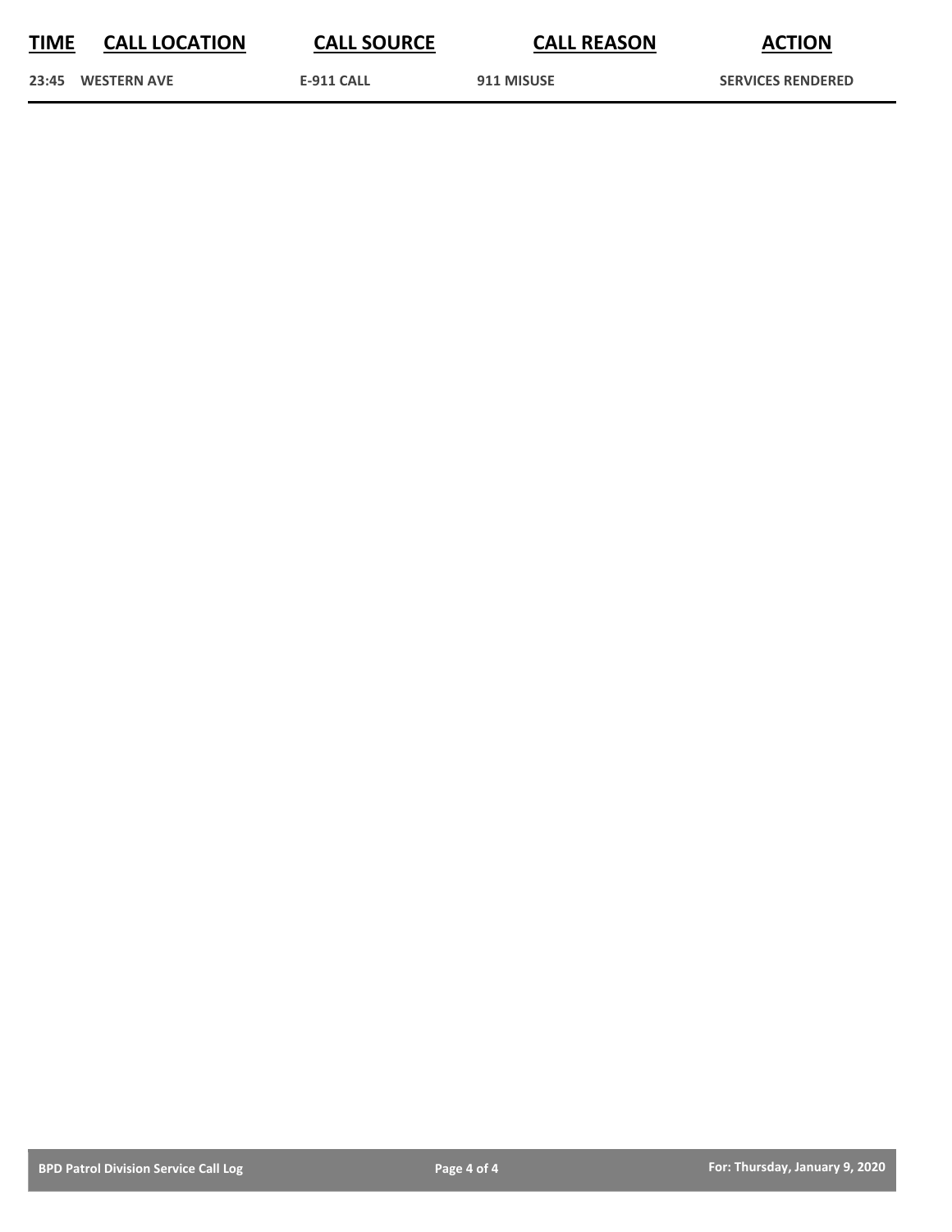| TIME | CALL LOCATION | CALL SOURCE | CALL REASON | ACTION |
| --- | --- | --- | --- | --- |
| 23:45 | WESTERN AVE | E-911 CALL | 911 MISUSE | SERVICES RENDERED |